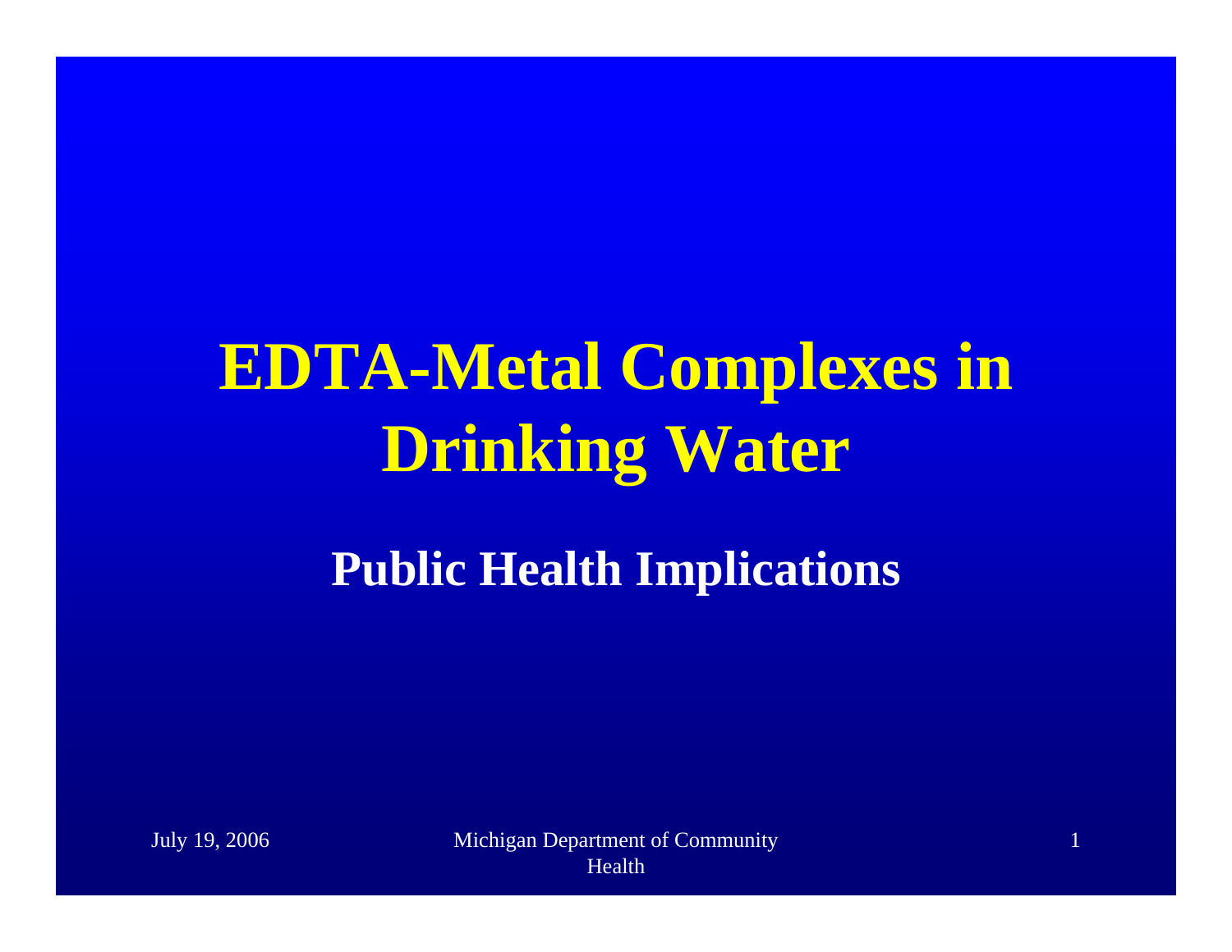# EDTA-Metal Complexes in Drinking Water

## Public Health Implications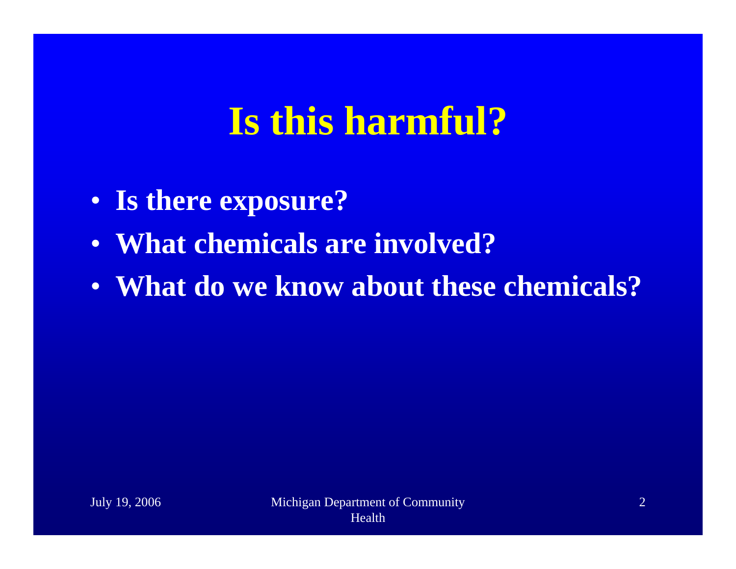# Is this harmful?

- Is there exposure?
- What chemicals are involved?
- What do we know about these chemicals?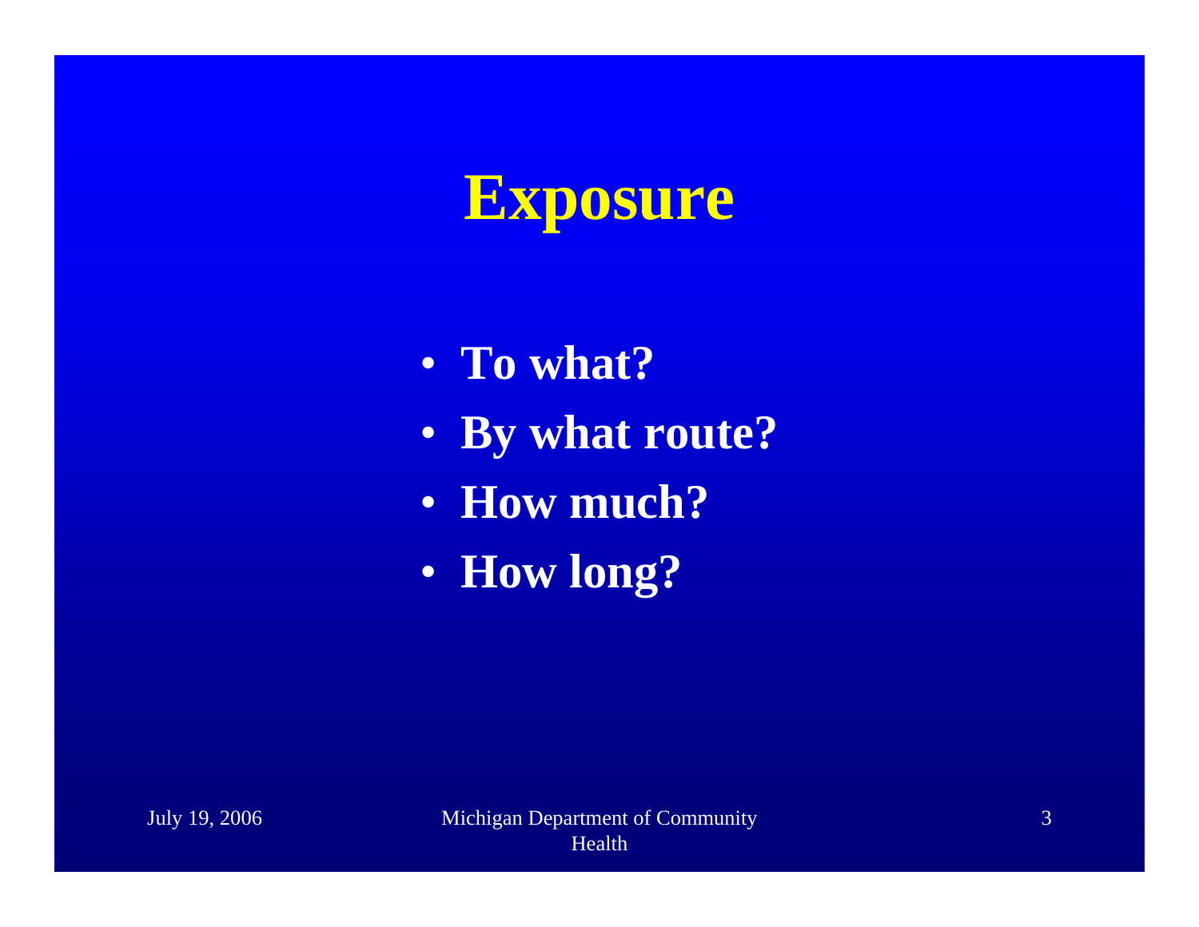# Exposure

- **To what?**
- **By what route?**
- **How much?**
- **How long?**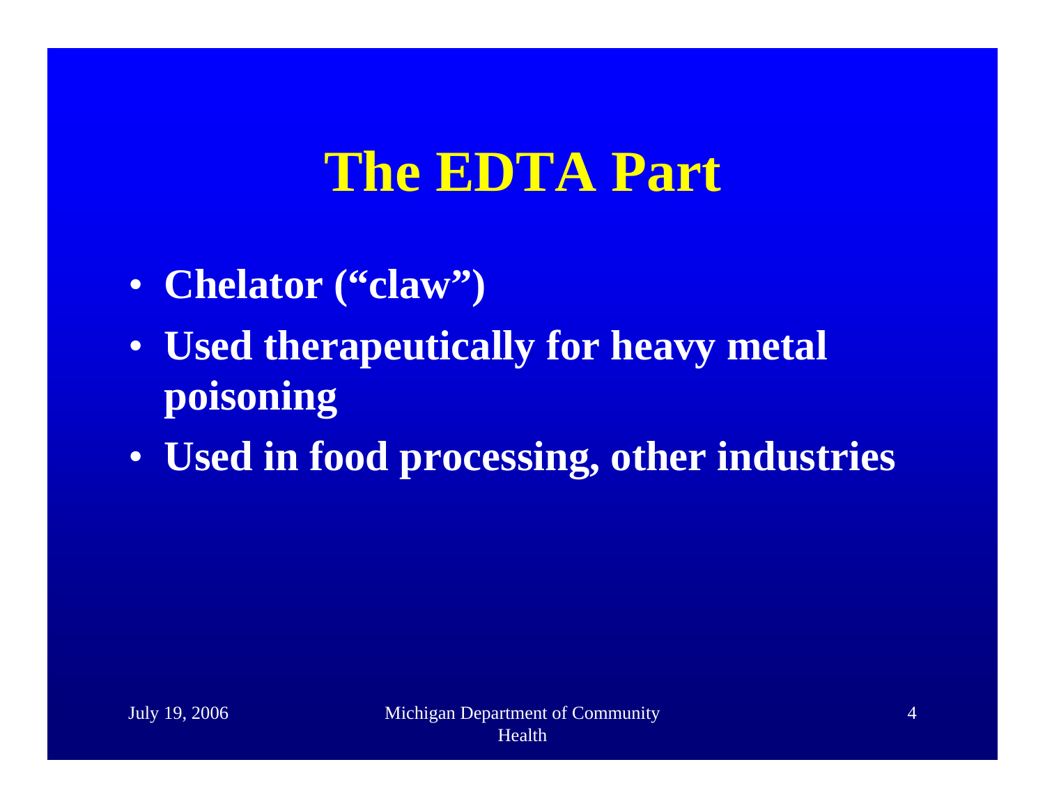# The EDTA Part

- Chelator ("claw")
- Used therapeutically for heavy metal poisoning
- Used in food processing, other industries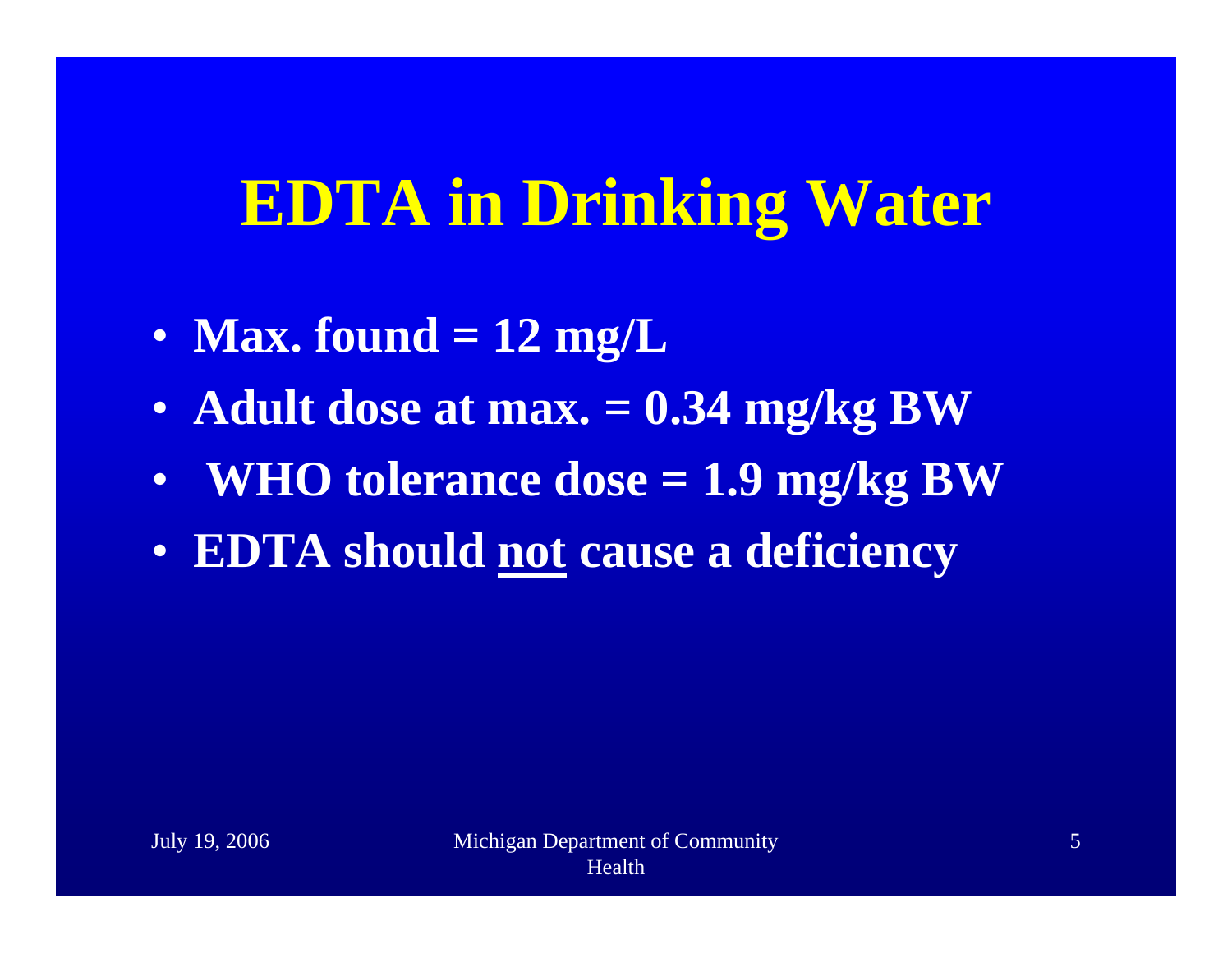# EDTA in Drinking Water

- **Max. found = 12 mg/L**
- **Adult dose at max. = 0.34 mg/kg BW**
- **WHO tolerance dose = 1.9 mg/kg BW**
- **EDTA should <u>not</u> cause a deficiency**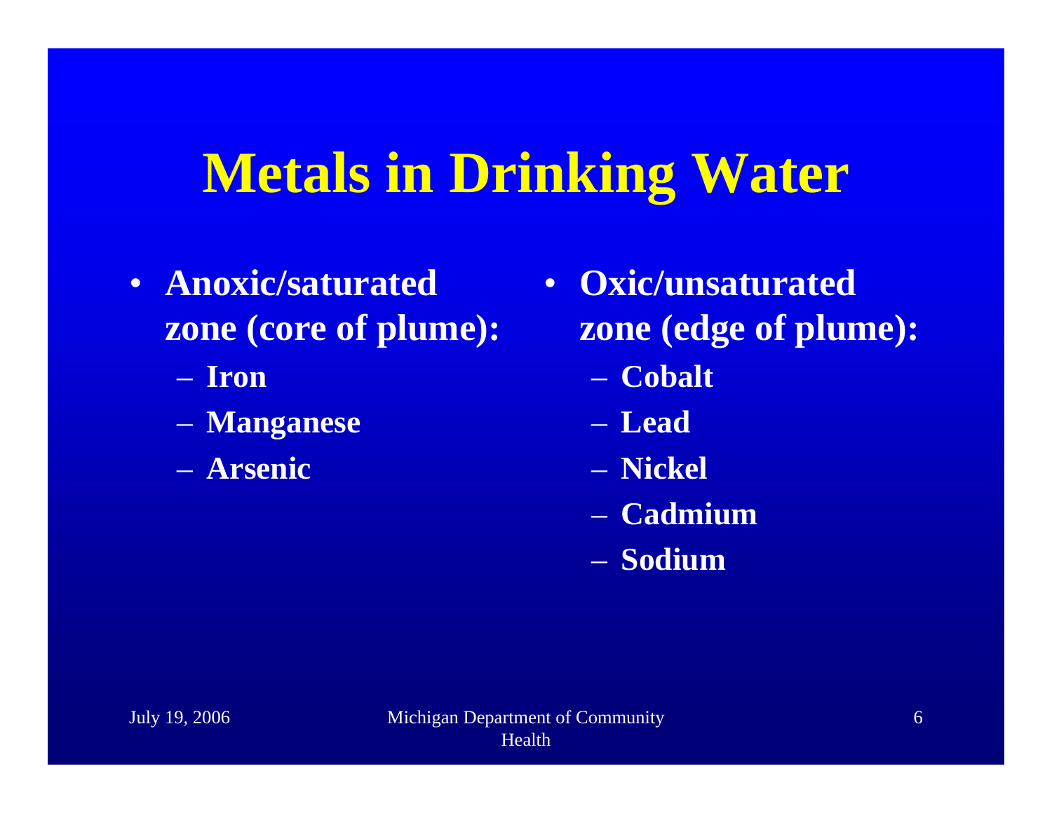# Metals in Drinking Water

- **Anoxic/saturated zone (core of plume):**
  - **Iron**
  - **Manganese**
  - **Arsenic**
- **Oxic/unsaturated zone (edge of plume):**
  - **Cobalt**
  - **Lead**
  - **Nickel**
  - **Cadmium**
  - **Sodium**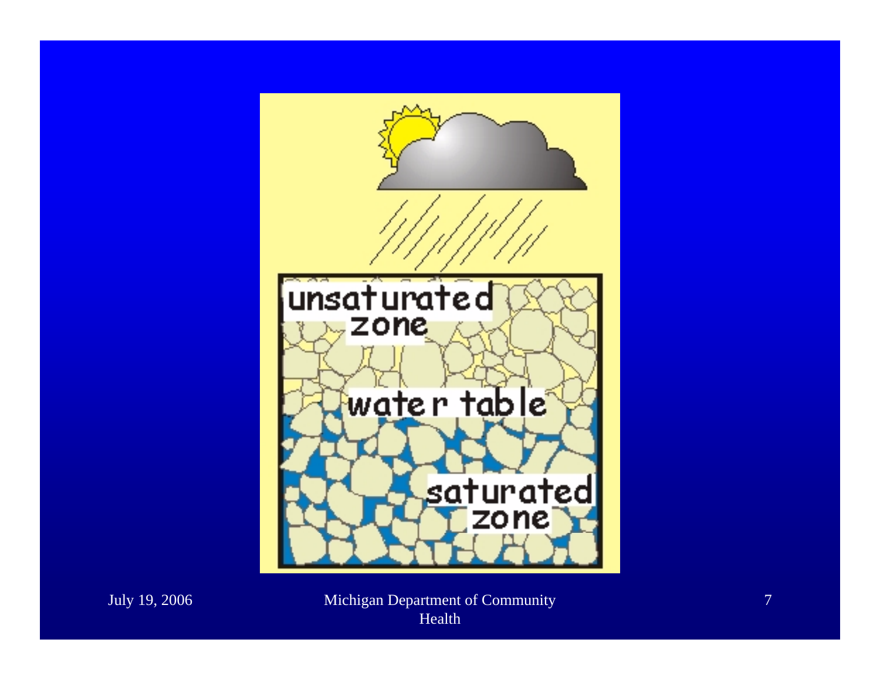unsaturated zone

water table

saturated zone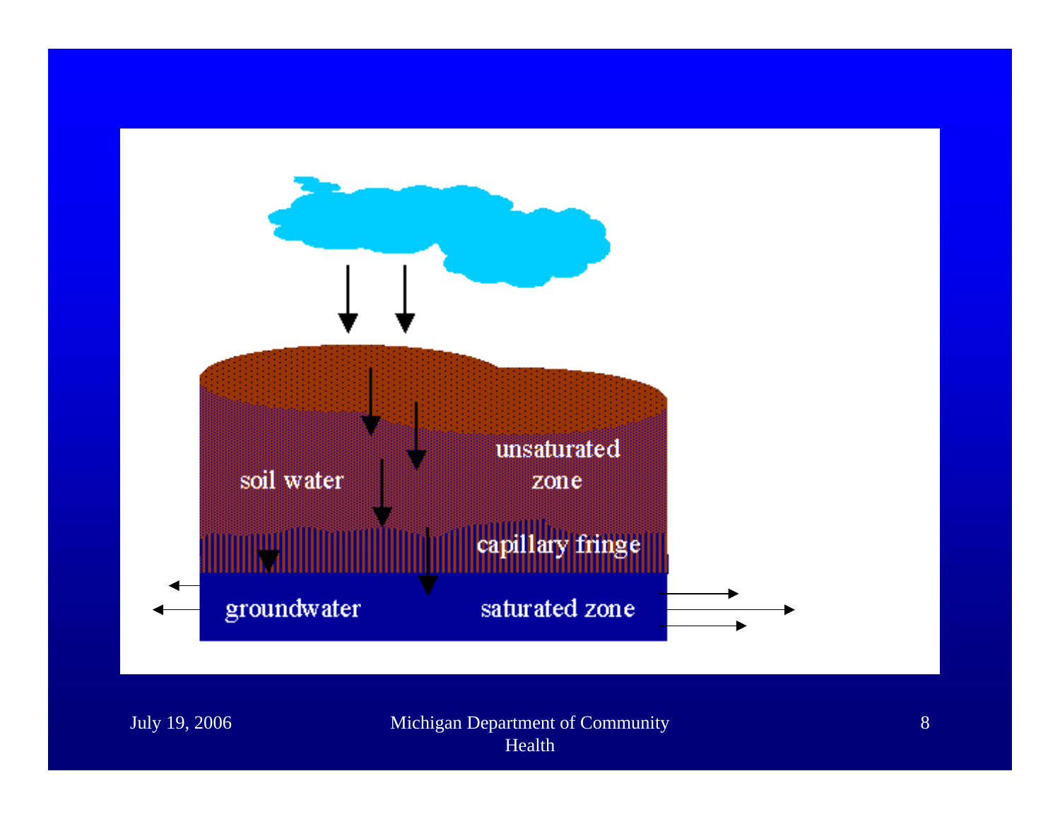soil water

unsaturated zone

capillary fringe

groundwater

saturated zone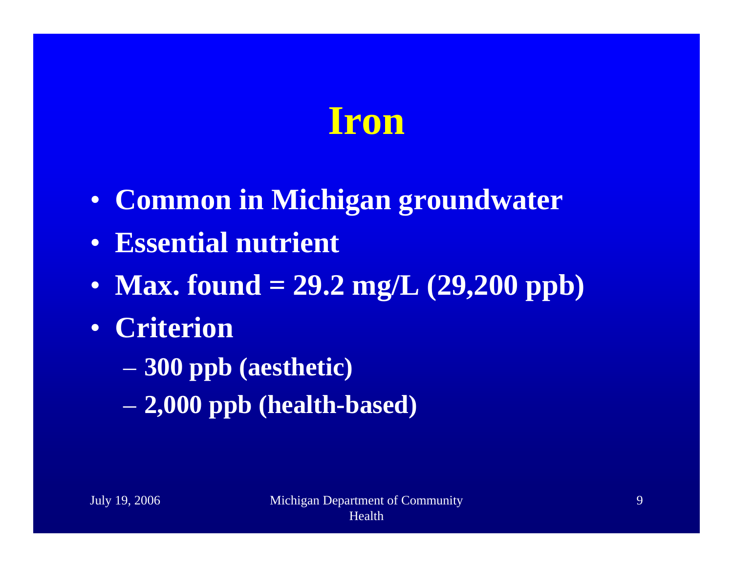# Iron

- Common in Michigan groundwater
- Essential nutrient
- Max. found = 29.2 mg/L (29,200 ppb)
- Criterion
  - 300 ppb (aesthetic)
  - 2,000 ppb (health-based)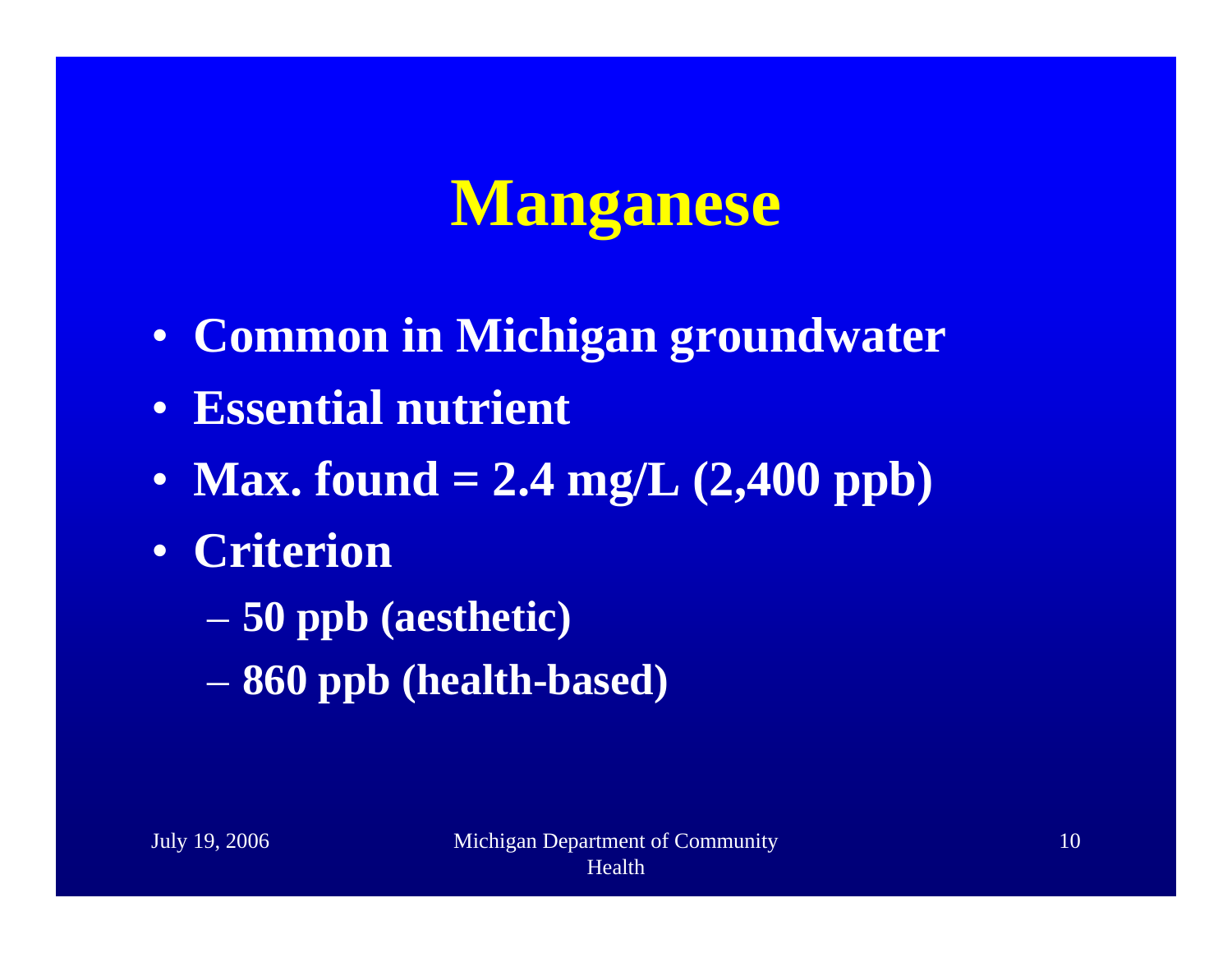# Manganese

- Common in Michigan groundwater
- Essential nutrient
- Max. found = 2.4 mg/L (2,400 ppb)
- Criterion
  - 50 ppb (aesthetic)
  - 860 ppb (health-based)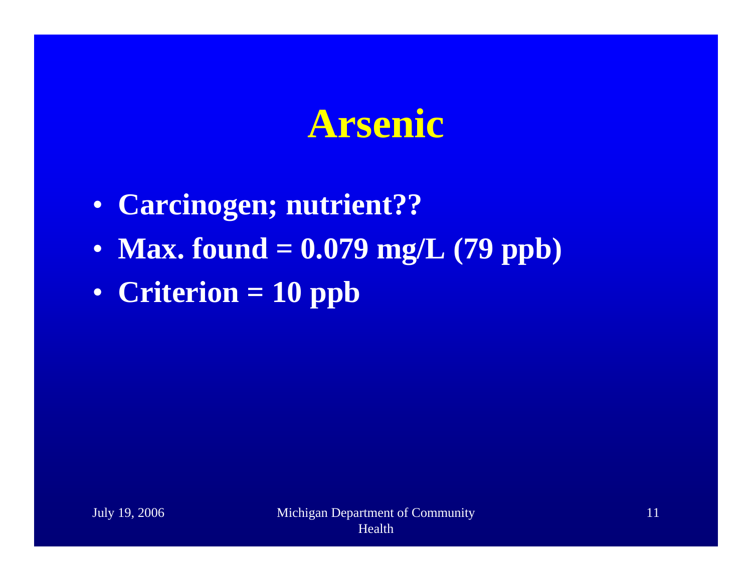# Arsenic

- **Carcinogen; nutrient??**
- **Max. found = 0.079 mg/L (79 ppb)**
- **Criterion = 10 ppb**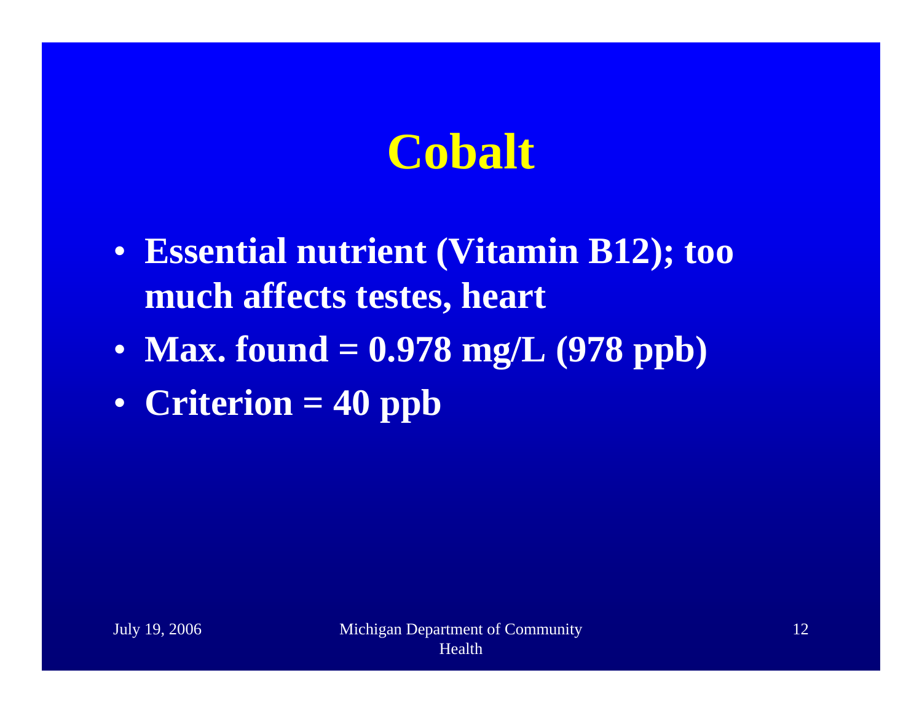# Cobalt

- **Essential nutrient (Vitamin B12); too much affects testes, heart**
- **Max. found = 0.978 mg/L (978 ppb)**
- **Criterion = 40 ppb**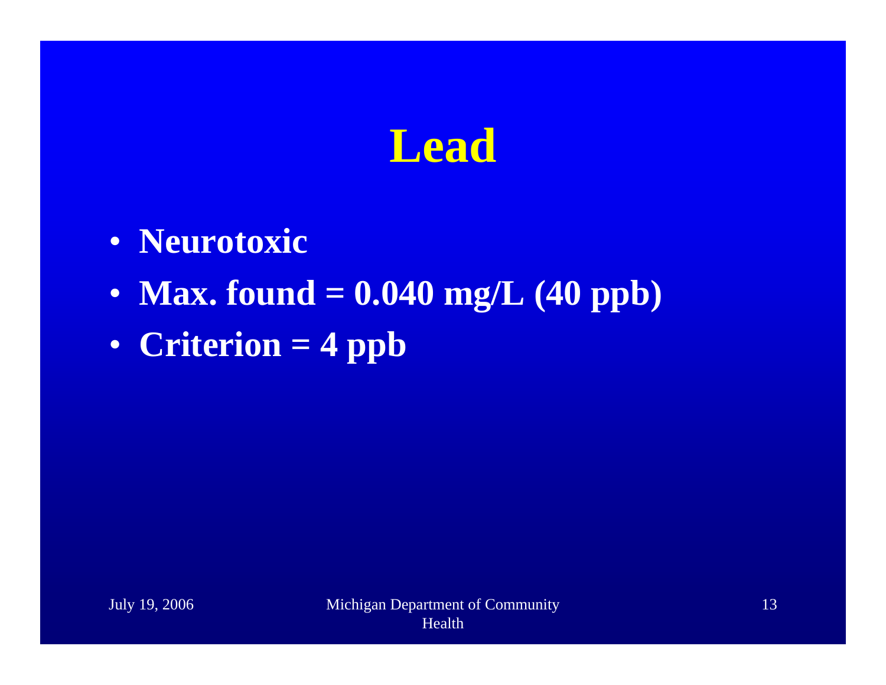# Lead

- **Neurotoxic**
- **Max. found = 0.040 mg/L (40 ppb)**
- **Criterion = 4 ppb**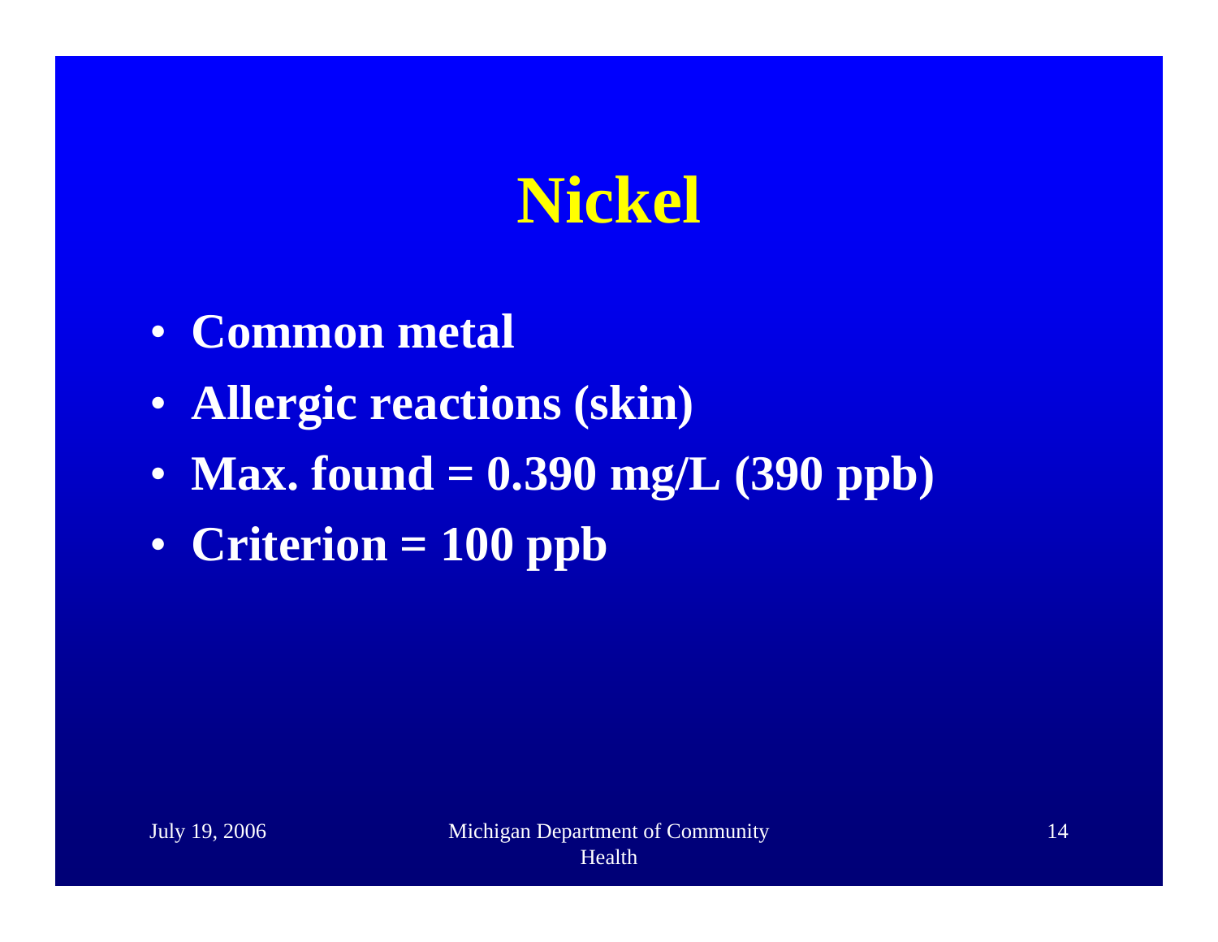# Nickel

- **Common metal**
- **Allergic reactions (skin)**
- **Max. found = 0.390 mg/L (390 ppb)**
- **Criterion = 100 ppb**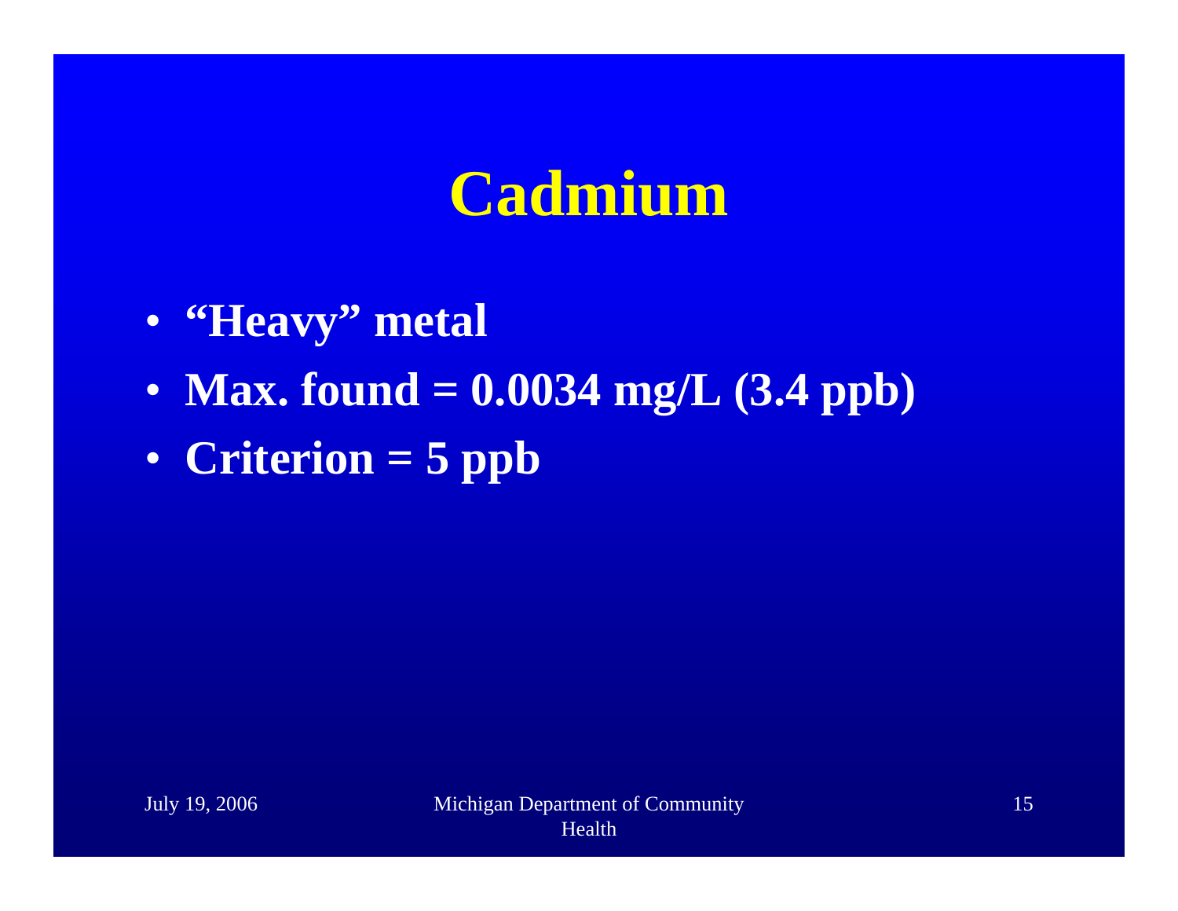# Cadmium

- **“Heavy” metal**
- **Max. found = 0.0034 mg/L (3.4 ppb)**
- **Criterion = 5 ppb**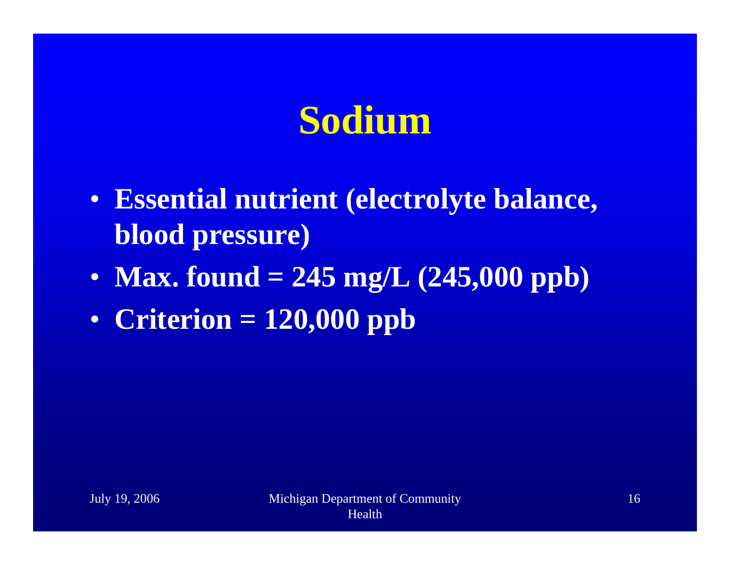# Sodium

- **Essential nutrient (electrolyte balance, blood pressure)**
- **Max. found = 245 mg/L (245,000 ppb)**
- **Criterion = 120,000 ppb**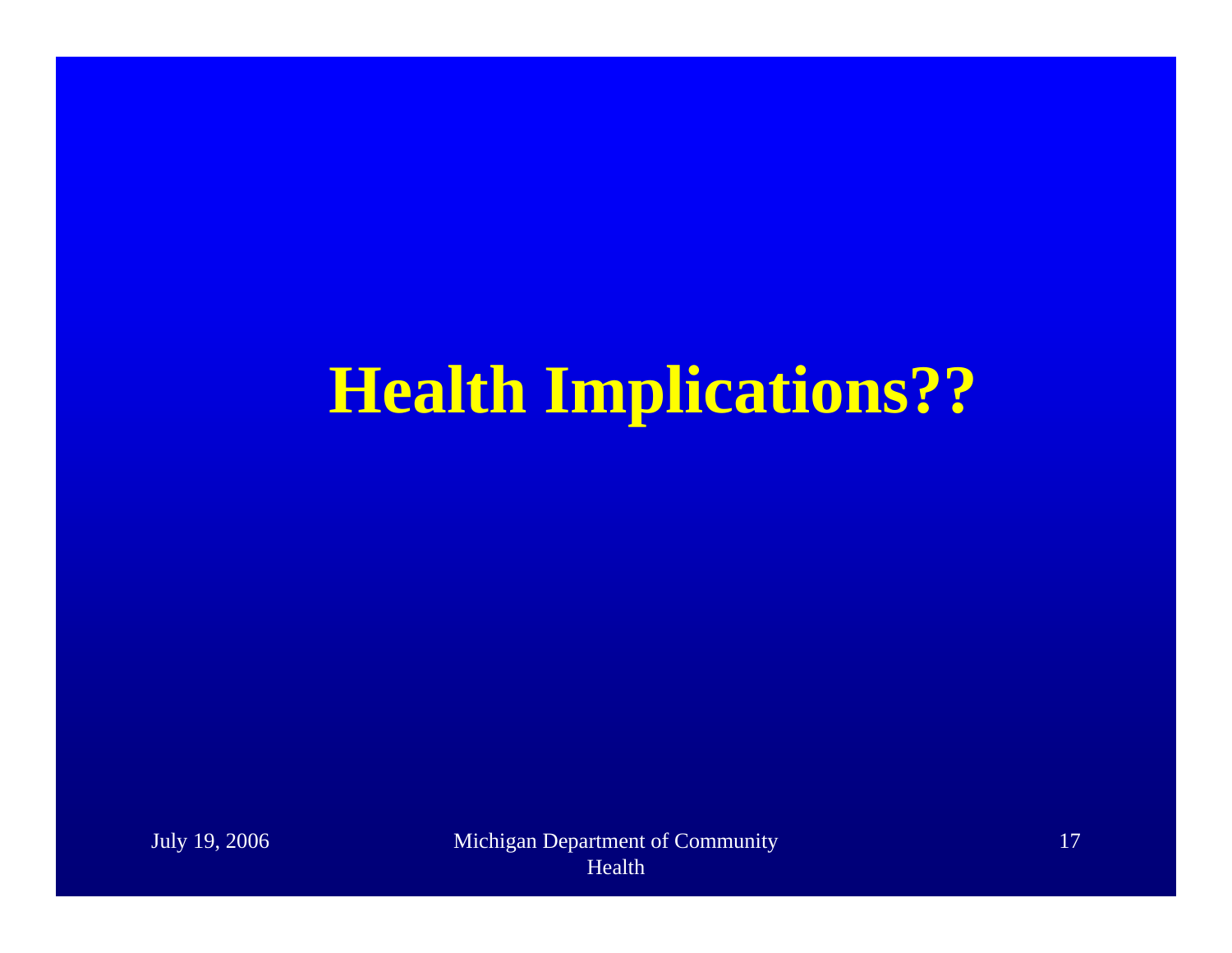# Health Implications??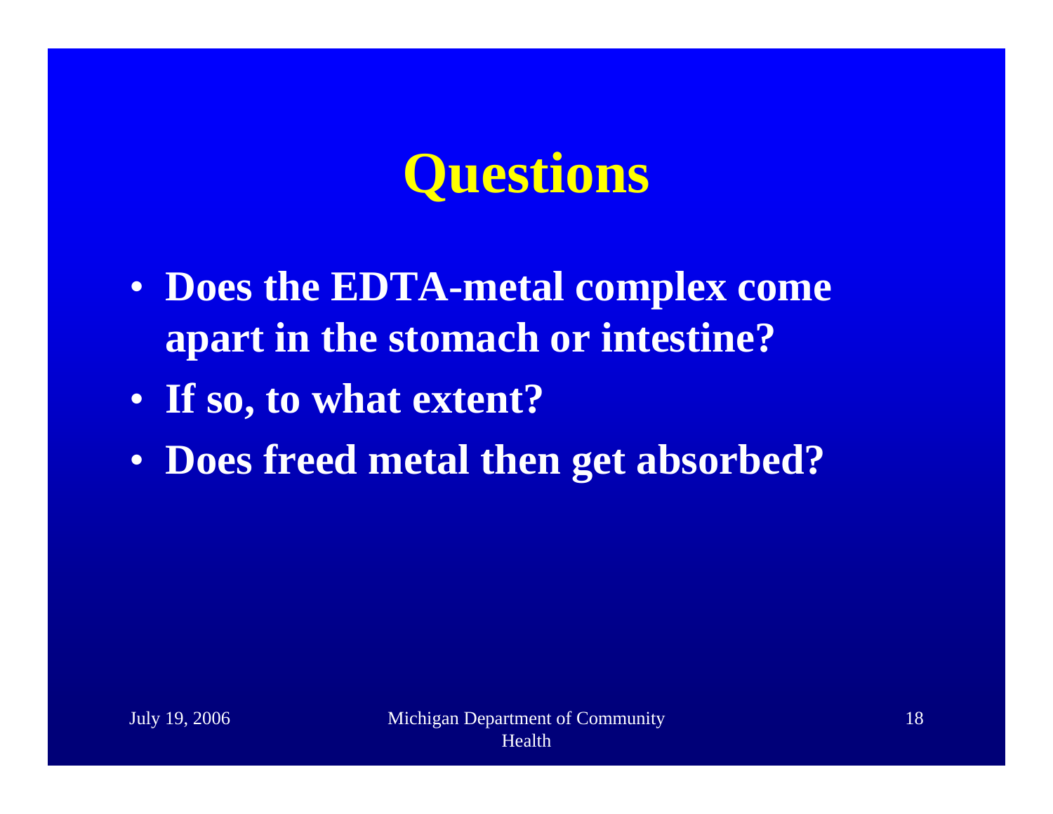# Questions

- **Does the EDTA-metal complex come apart in the stomach or intestine?**
- **If so, to what extent?**
- **Does freed metal then get absorbed?**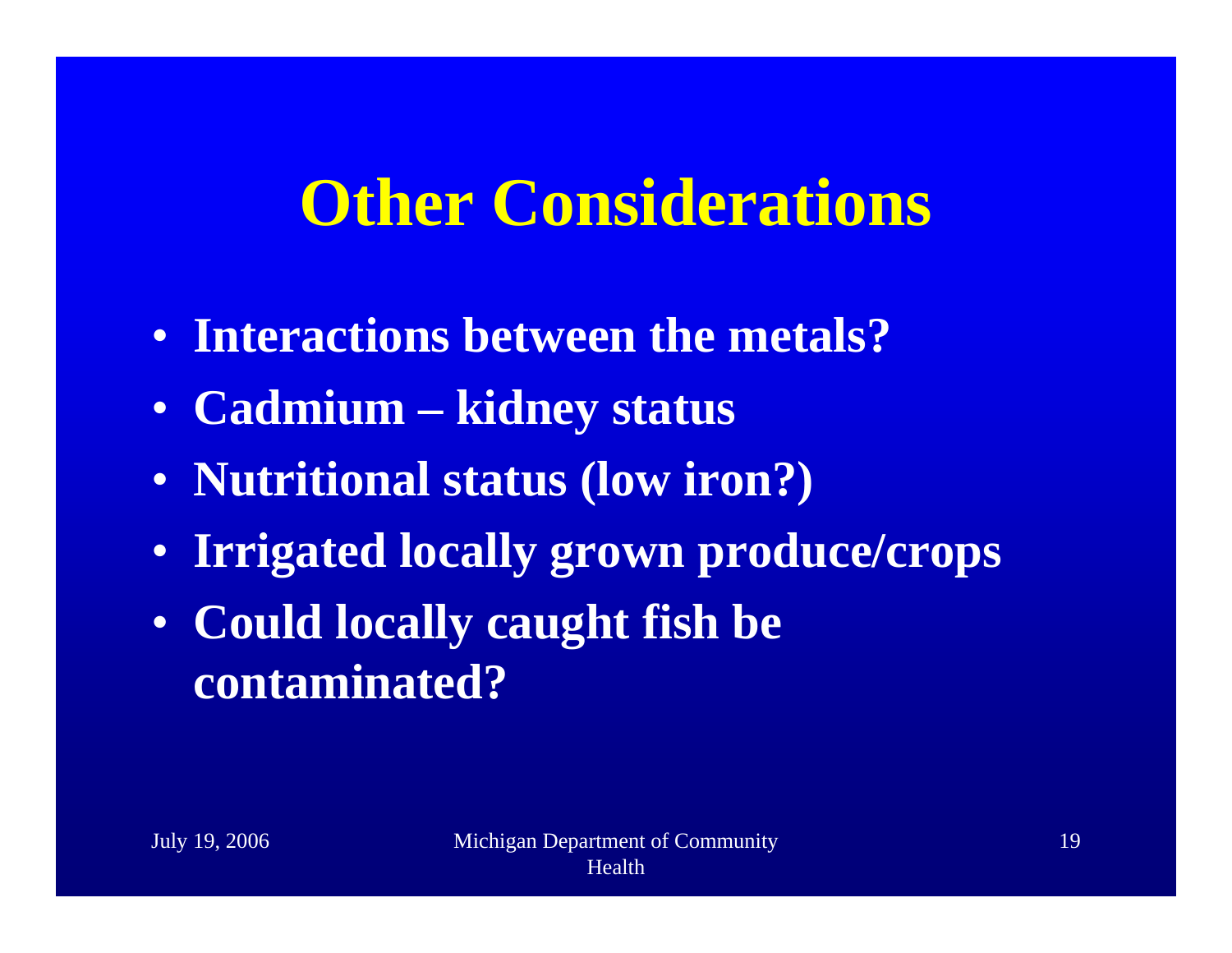# Other Considerations

- **Interactions between the metals?**
- **Cadmium – kidney status**
- **Nutritional status (low iron?)**
- **Irrigated locally grown produce/crops**
- **Could locally caught fish be contaminated?**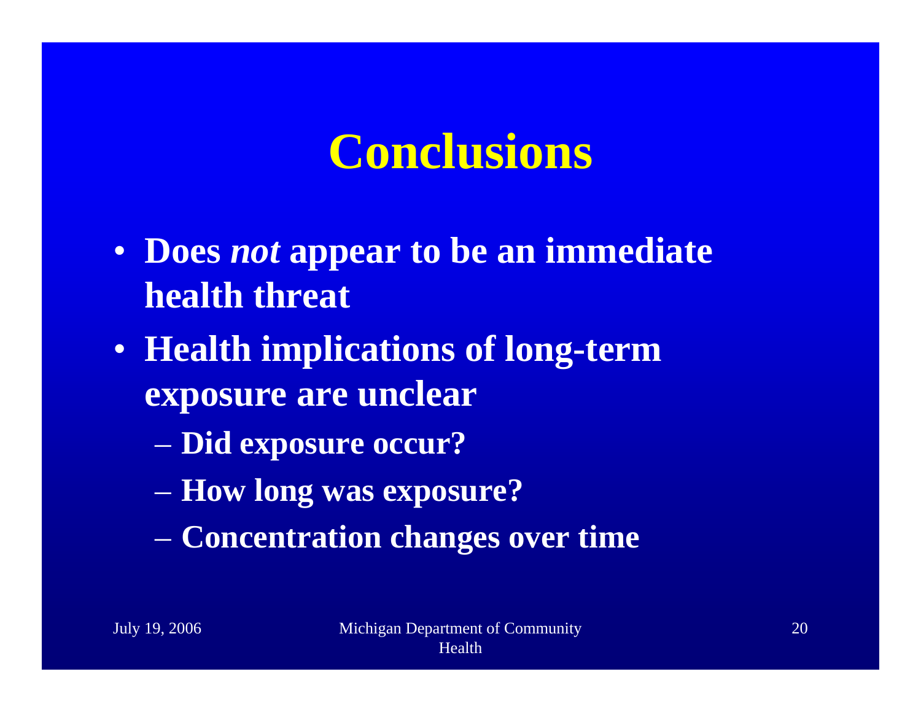# Conclusions

- Does *not* appear to be an immediate health threat
- Health implications of long-term exposure are unclear
  - Did exposure occur?
  - How long was exposure?
  - Concentration changes over time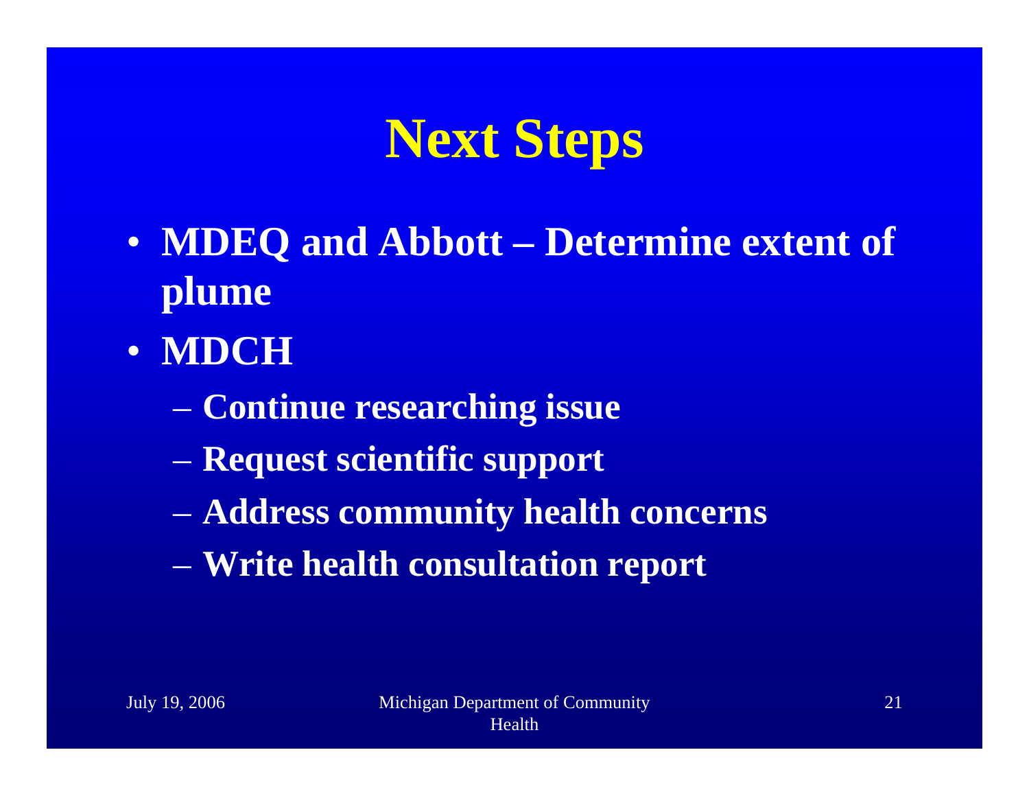# Next Steps

- **MDEQ and Abbott – Determine extent of plume**
- **MDCH**
  - **Continue researching issue**
  - **Request scientific support**
  - **Address community health concerns**
  - **Write health consultation report**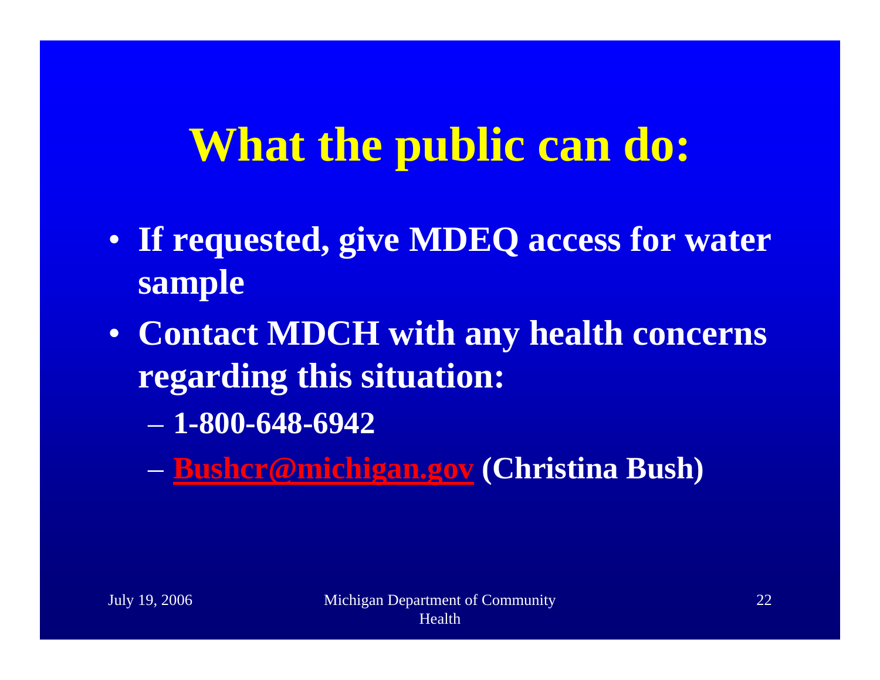# What the public can do:

- If requested, give MDEQ access for water sample
- Contact MDCH with any health concerns regarding this situation:
  - 1-800-648-6942
  - Bushcr@michigan.gov (Christina Bush)